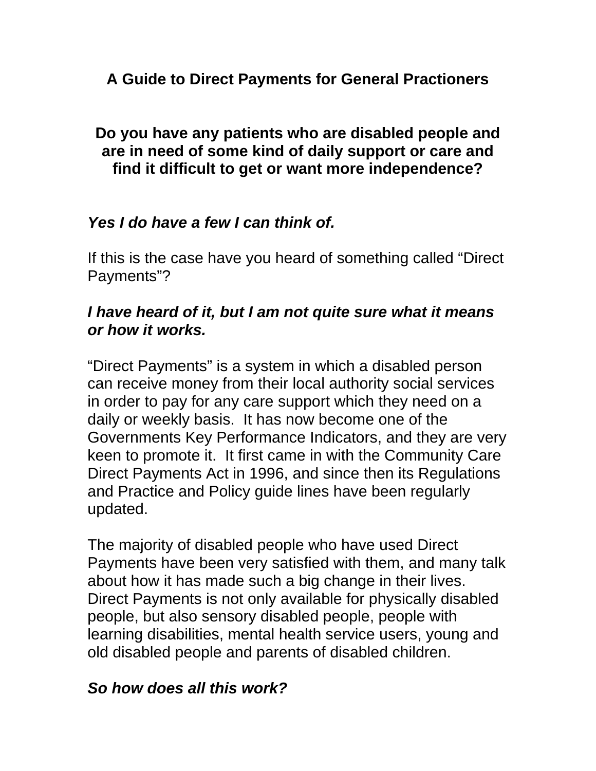# A Guide to Direct Payments for General Practioners

## Do you have any patients who are disabled people and are in need of some kind of daily support or care and find it difficult to get or want more independence?

***Yes I do have a few I can think of.***

If this is the case have you heard of something called "Direct Payments"?

***I have heard of it, but I am not quite sure what it means or how it works.***

"Direct Payments" is a system in which a disabled person can receive money from their local authority social services in order to pay for any care support which they need on a daily or weekly basis. It has now become one of the Governments Key Performance Indicators, and they are very keen to promote it. It first came in with the Community Care Direct Payments Act in 1996, and since then its Regulations and Practice and Policy guide lines have been regularly updated.

The majority of disabled people who have used Direct Payments have been very satisfied with them, and many talk about how it has made such a big change in their lives. Direct Payments is not only available for physically disabled people, but also sensory disabled people, people with learning disabilities, mental health service users, young and old disabled people and parents of disabled children.

***So how does all this work?***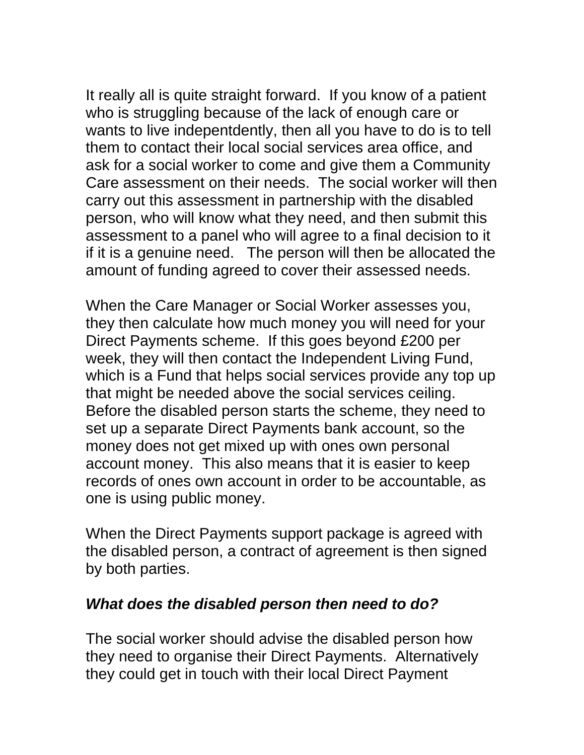It really all is quite straight forward. If you know of a patient who is struggling because of the lack of enough care or wants to live indepentdently, then all you have to do is to tell them to contact their local social services area office, and ask for a social worker to come and give them a Community Care assessment on their needs. The social worker will then carry out this assessment in partnership with the disabled person, who will know what they need, and then submit this assessment to a panel who will agree to a final decision to it if it is a genuine need. The person will then be allocated the amount of funding agreed to cover their assessed needs.

When the Care Manager or Social Worker assesses you, they then calculate how much money you will need for your Direct Payments scheme. If this goes beyond £200 per week, they will then contact the Independent Living Fund, which is a Fund that helps social services provide any top up that might be needed above the social services ceiling. Before the disabled person starts the scheme, they need to set up a separate Direct Payments bank account, so the money does not get mixed up with ones own personal account money. This also means that it is easier to keep records of ones own account in order to be accountable, as one is using public money.

When the Direct Payments support package is agreed with the disabled person, a contract of agreement is then signed by both parties.

***What does the disabled person then need to do?***

The social worker should advise the disabled person how they need to organise their Direct Payments. Alternatively they could get in touch with their local Direct Payment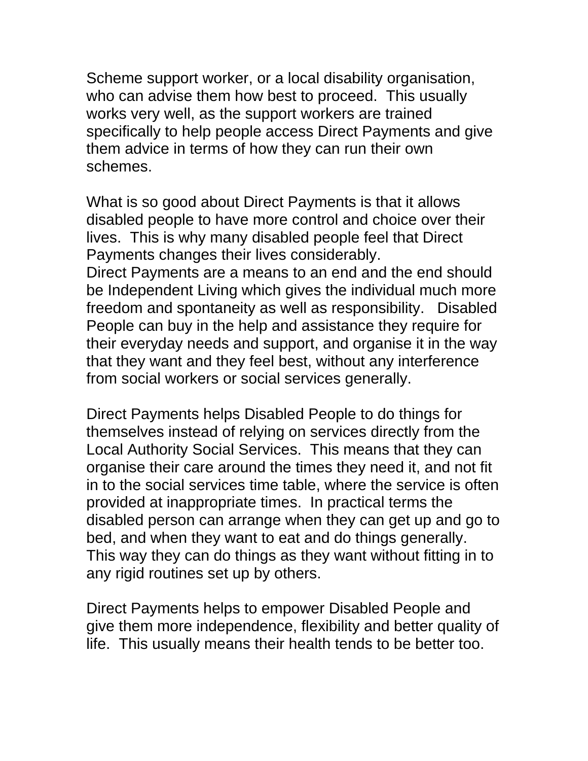Scheme support worker, or a local disability organisation, who can advise them how best to proceed. This usually works very well, as the support workers are trained specifically to help people access Direct Payments and give them advice in terms of how they can run their own schemes.

What is so good about Direct Payments is that it allows disabled people to have more control and choice over their lives. This is why many disabled people feel that Direct Payments changes their lives considerably.
Direct Payments are a means to an end and the end should be Independent Living which gives the individual much more freedom and spontaneity as well as responsibility. Disabled People can buy in the help and assistance they require for their everyday needs and support, and organise it in the way that they want and they feel best, without any interference from social workers or social services generally.

Direct Payments helps Disabled People to do things for themselves instead of relying on services directly from the Local Authority Social Services. This means that they can organise their care around the times they need it, and not fit in to the social services time table, where the service is often provided at inappropriate times. In practical terms the disabled person can arrange when they can get up and go to bed, and when they want to eat and do things generally. This way they can do things as they want without fitting in to any rigid routines set up by others.

Direct Payments helps to empower Disabled People and give them more independence, flexibility and better quality of life. This usually means their health tends to be better too.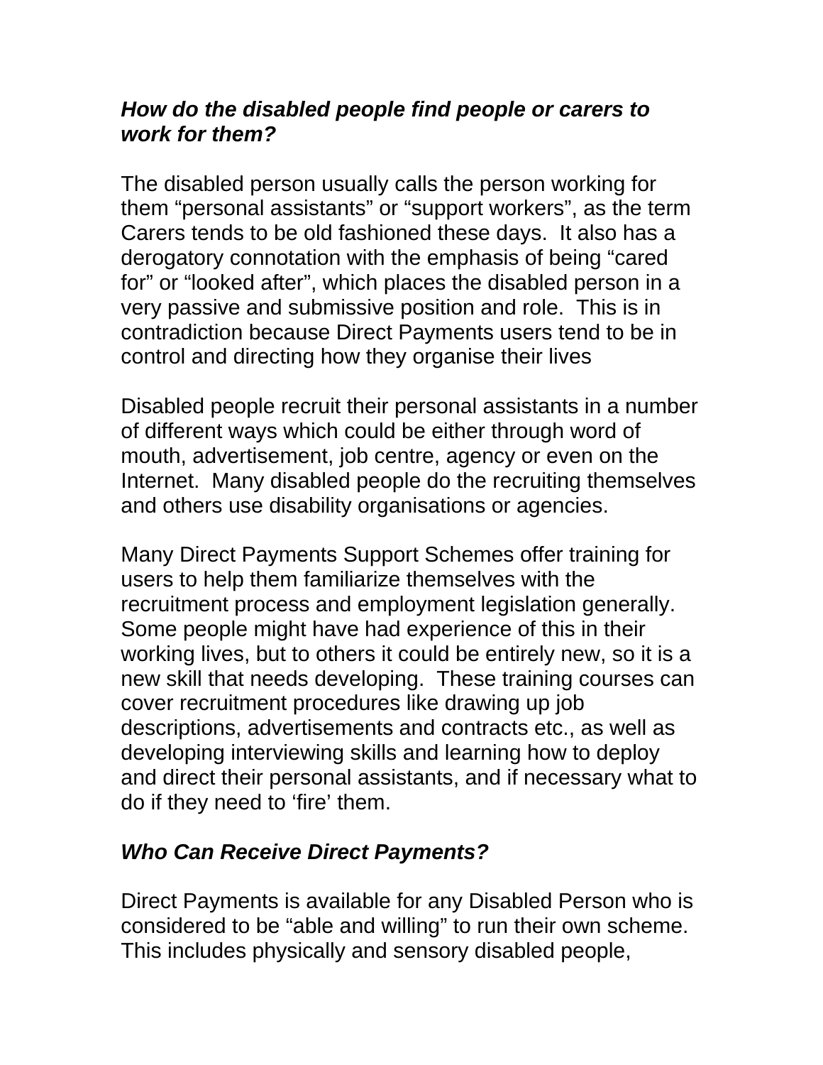***How do the disabled people find people or carers to work for them?***

The disabled person usually calls the person working for them “personal assistants” or “support workers”, as the term Carers tends to be old fashioned these days.  It also has a derogatory connotation with the emphasis of being “cared for” or “looked after”, which places the disabled person in a very passive and submissive position and role.  This is in contradiction because Direct Payments users tend to be in control and directing how they organise their lives

Disabled people recruit their personal assistants in a number of different ways which could be either through word of mouth, advertisement, job centre, agency or even on the Internet.  Many disabled people do the recruiting themselves and others use disability organisations or agencies.

Many Direct Payments Support Schemes offer training for users to help them familiarize themselves with the recruitment process and employment legislation generally.  Some people might have had experience of this in their working lives, but to others it could be entirely new, so it is a new skill that needs developing.  These training courses can cover recruitment procedures like drawing up job descriptions, advertisements and contracts etc., as well as developing interviewing skills and learning how to deploy and direct their personal assistants, and if necessary what to do if they need to ‘fire’ them.

***Who Can Receive Direct Payments?***

Direct Payments is available for any Disabled Person who is considered to be “able and willing” to run their own scheme. This includes physically and sensory disabled people,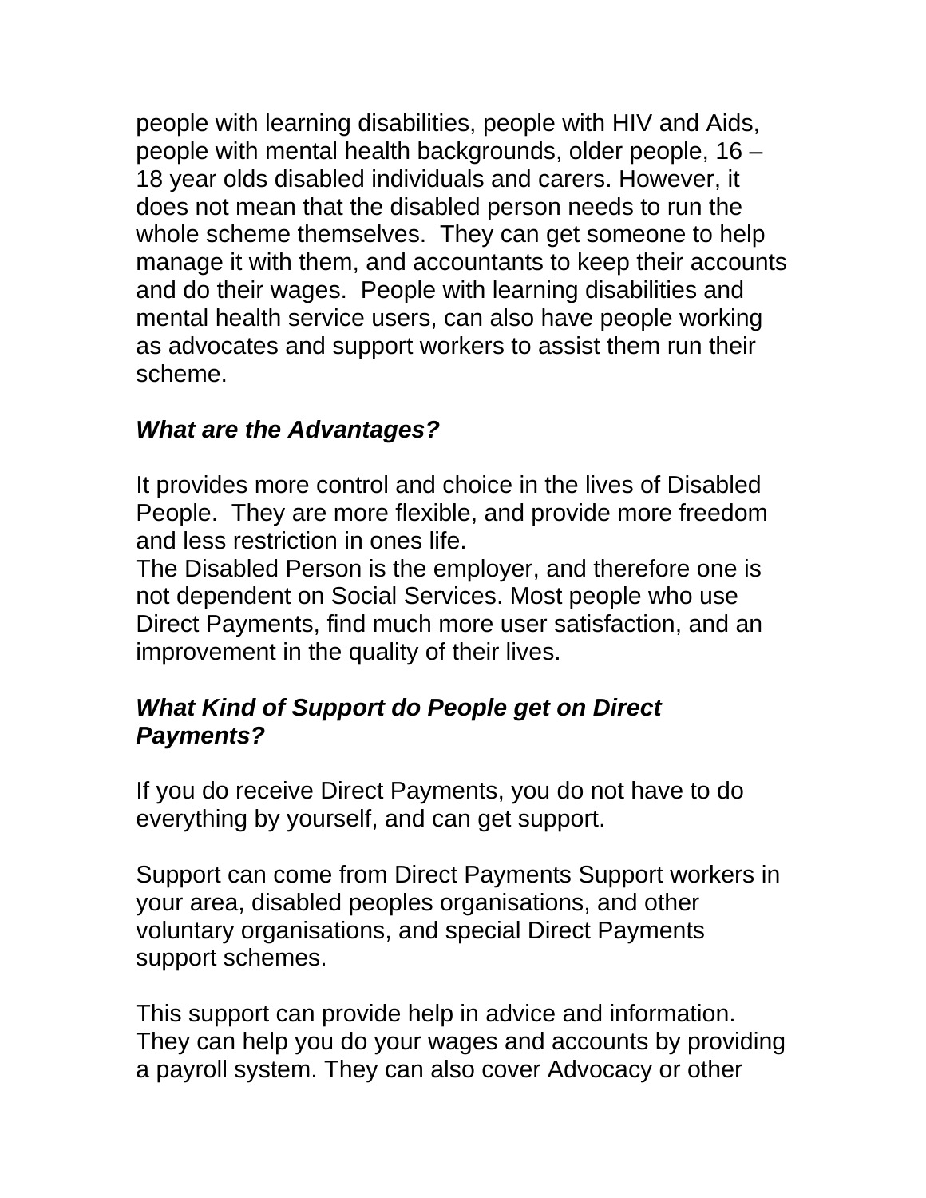people with learning disabilities, people with HIV and Aids, people with mental health backgrounds, older people, 16 – 18 year olds disabled individuals and carers. However, it does not mean that the disabled person needs to run the whole scheme themselves.  They can get someone to help manage it with them, and accountants to keep their accounts and do their wages.  People with learning disabilities and mental health service users, can also have people working as advocates and support workers to assist them run their scheme.

### ***What are the Advantages?***

It provides more control and choice in the lives of Disabled People.  They are more flexible, and provide more freedom and less restriction in ones life.
The Disabled Person is the employer, and therefore one is not dependent on Social Services. Most people who use Direct Payments, find much more user satisfaction, and an improvement in the quality of their lives.

### ***What Kind of Support do People get on Direct Payments?***

If you do receive Direct Payments, you do not have to do everything by yourself, and can get support.

Support can come from Direct Payments Support workers in your area, disabled peoples organisations, and other voluntary organisations, and special Direct Payments support schemes.

This support can provide help in advice and information. They can help you do your wages and accounts by providing a payroll system. They can also cover Advocacy or other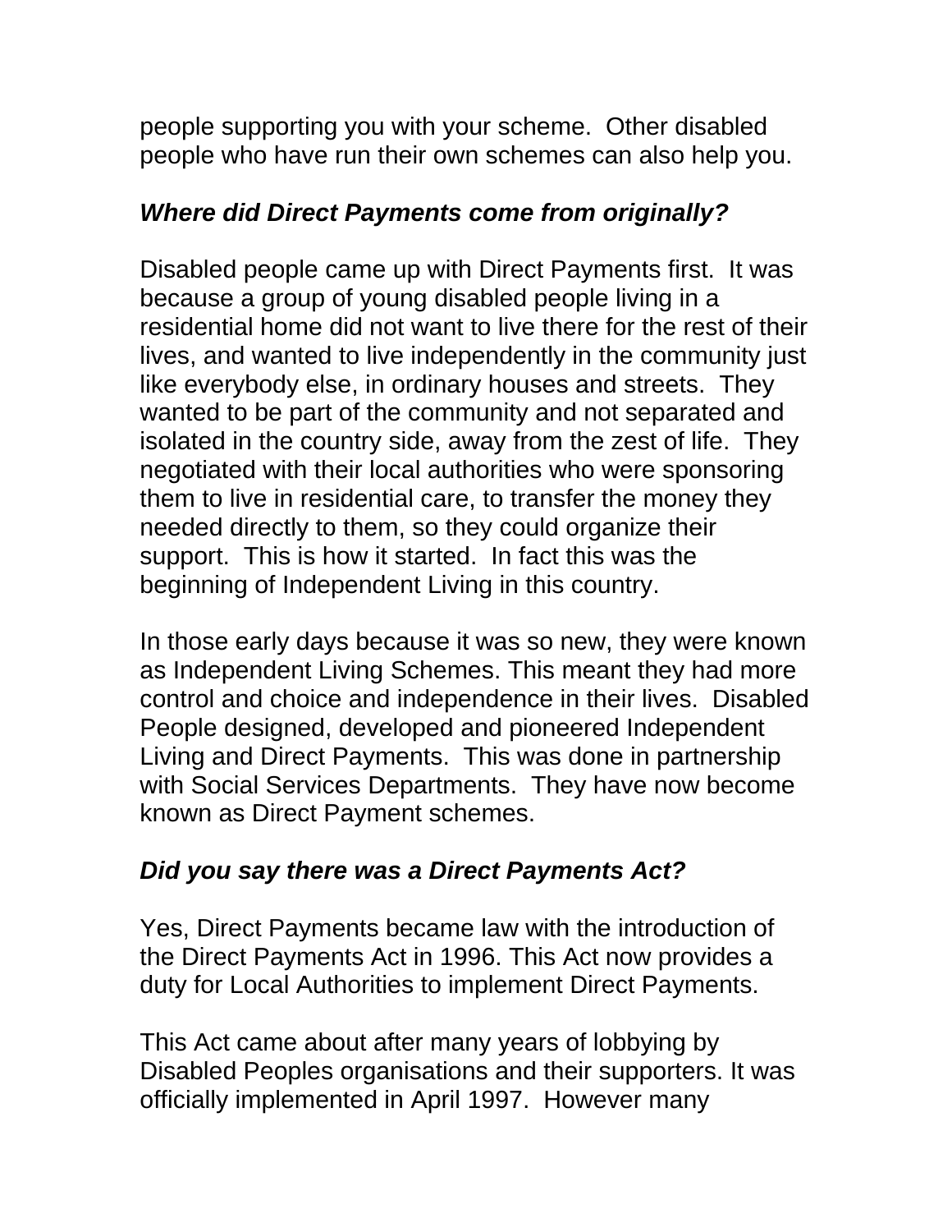people supporting you with your scheme. Other disabled people who have run their own schemes can also help you.

***Where did Direct Payments come from originally?***

Disabled people came up with Direct Payments first. It was because a group of young disabled people living in a residential home did not want to live there for the rest of their lives, and wanted to live independently in the community just like everybody else, in ordinary houses and streets. They wanted to be part of the community and not separated and isolated in the country side, away from the zest of life. They negotiated with their local authorities who were sponsoring them to live in residential care, to transfer the money they needed directly to them, so they could organize their support. This is how it started. In fact this was the beginning of Independent Living in this country.

In those early days because it was so new, they were known as Independent Living Schemes. This meant they had more control and choice and independence in their lives. Disabled People designed, developed and pioneered Independent Living and Direct Payments. This was done in partnership with Social Services Departments. They have now become known as Direct Payment schemes.

***Did you say there was a Direct Payments Act?***

Yes, Direct Payments became law with the introduction of the Direct Payments Act in 1996. This Act now provides a duty for Local Authorities to implement Direct Payments.

This Act came about after many years of lobbying by Disabled Peoples organisations and their supporters. It was officially implemented in April 1997. However many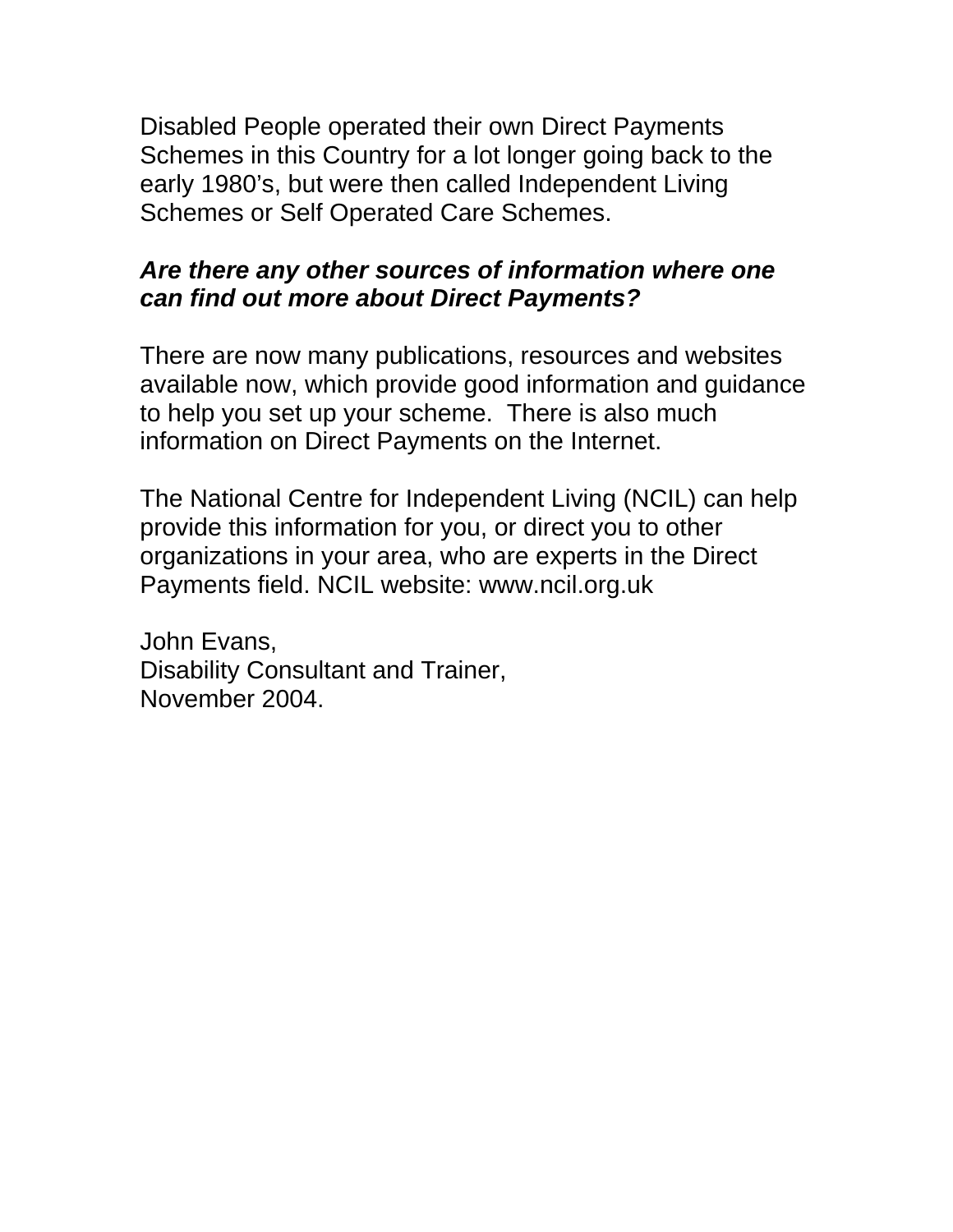Disabled People operated their own Direct Payments Schemes in this Country for a lot longer going back to the early 1980's, but were then called Independent Living Schemes or Self Operated Care Schemes.

***Are there any other sources of information where one can find out more about Direct Payments?***

There are now many publications, resources and websites available now, which provide good information and guidance to help you set up your scheme.  There is also much information on Direct Payments on the Internet.

The National Centre for Independent Living (NCIL) can help provide this information for you, or direct you to other organizations in your area, who are experts in the Direct Payments field. NCIL website: www.ncil.org.uk

John Evans,
Disability Consultant and Trainer,
November 2004.